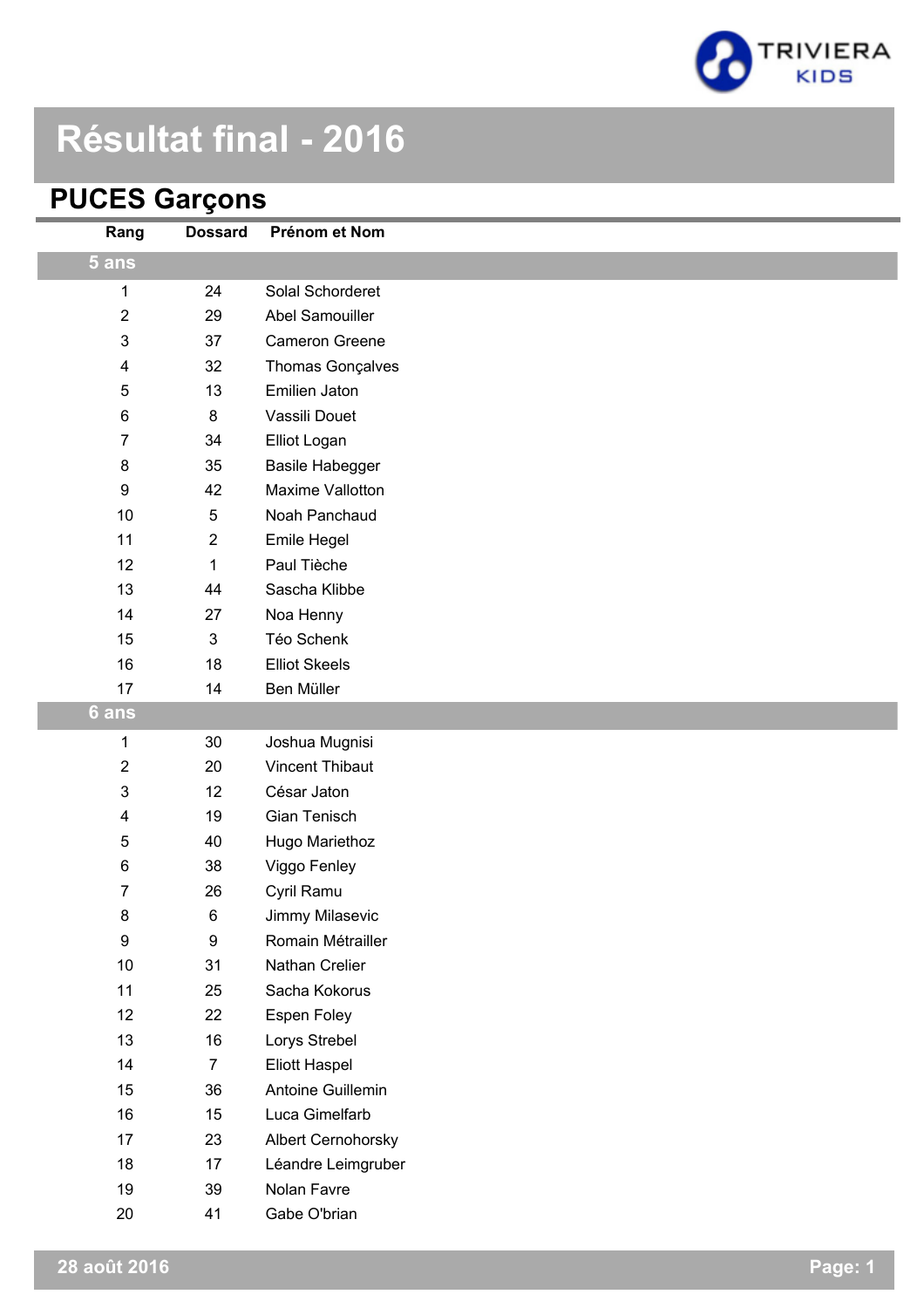# Résultat final - 2016

## PUCES Garçons

| Rang | Dossard | Prénom et Nom |
|---|---|---|
| **5 ans** | | |
| 1 | 24 | Solal Schorderet |
| 2 | 29 | Abel Samouiller |
| 3 | 37 | Cameron Greene |
| 4 | 32 | Thomas Gonçalves |
| 5 | 13 | Emilien Jaton |
| 6 | 8 | Vassili Douet |
| 7 | 34 | Elliot Logan |
| 8 | 35 | Basile Habegger |
| 9 | 42 | Maxime Vallotton |
| 10 | 5 | Noah Panchaud |
| 11 | 2 | Emile Hegel |
| 12 | 1 | Paul Tièche |
| 13 | 44 | Sascha Klibbe |
| 14 | 27 | Noa Henny |
| 15 | 3 | Téo Schenk |
| 16 | 18 | Elliot Skeels |
| 17 | 14 | Ben Müller |
| **6 ans** | | |
| 1 | 30 | Joshua Mugnisi |
| 2 | 20 | Vincent Thibaut |
| 3 | 12 | César Jaton |
| 4 | 19 | Gian Tenisch |
| 5 | 40 | Hugo Mariethoz |
| 6 | 38 | Viggo Fenley |
| 7 | 26 | Cyril Ramu |
| 8 | 6 | Jimmy Milasevic |
| 9 | 9 | Romain Métrailler |
| 10 | 31 | Nathan Crelier |
| 11 | 25 | Sacha Kokorus |
| 12 | 22 | Espen Foley |
| 13 | 16 | Lorys Strebel |
| 14 | 7 | Eliott Haspel |
| 15 | 36 | Antoine Guillemin |
| 16 | 15 | Luca Gimelfarb |
| 17 | 23 | Albert Cernohorsky |
| 18 | 17 | Léandre Leimgruber |
| 19 | 39 | Nolan Favre |
| 20 | 41 | Gabe O'brian |

28 août 2016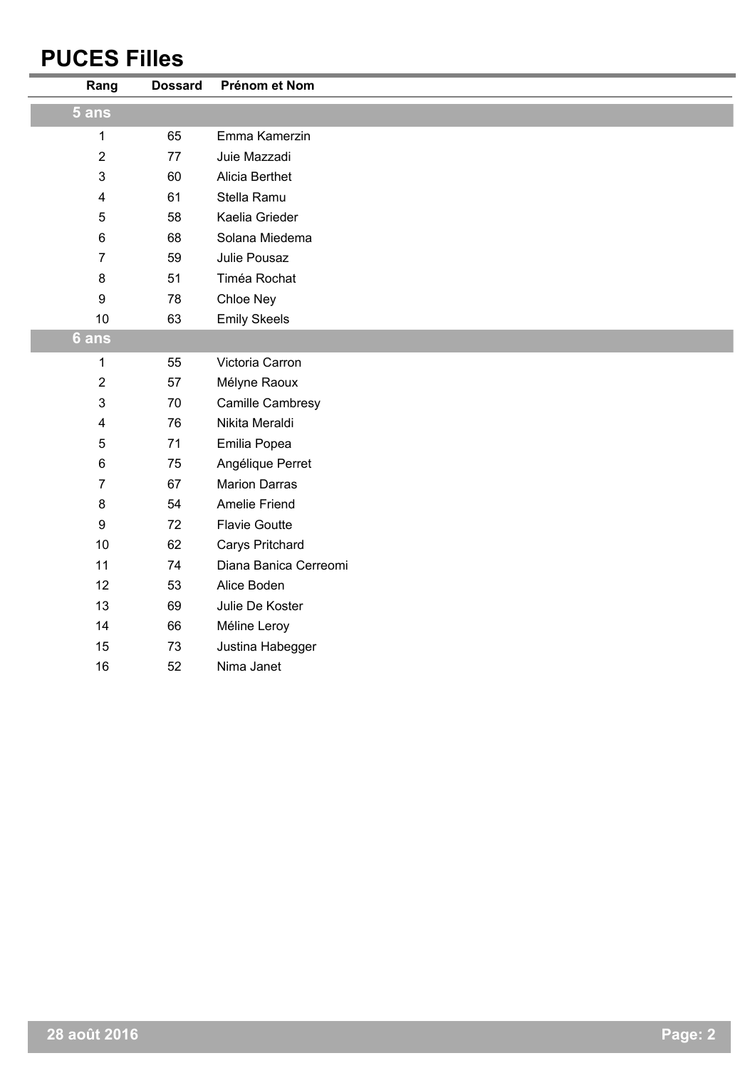# PUCES Filles

| Rang | Dossard | Prénom et Nom |
|---|---|---|
| **5 ans** | | |
| 1 | 65 | Emma Kamerzin |
| 2 | 77 | Juie Mazzadi |
| 3 | 60 | Alicia Berthet |
| 4 | 61 | Stella Ramu |
| 5 | 58 | Kaelia Grieder |
| 6 | 68 | Solana Miedema |
| 7 | 59 | Julie Pousaz |
| 8 | 51 | Timéa Rochat |
| 9 | 78 | Chloe Ney |
| 10 | 63 | Emily Skeels |
| **6 ans** | | |
| 1 | 55 | Victoria Carron |
| 2 | 57 | Mélyne Raoux |
| 3 | 70 | Camille Cambresy |
| 4 | 76 | Nikita Meraldi |
| 5 | 71 | Emilia Popea |
| 6 | 75 | Angélique Perret |
| 7 | 67 | Marion Darras |
| 8 | 54 | Amelie Friend |
| 9 | 72 | Flavie Goutte |
| 10 | 62 | Carys Pritchard |
| 11 | 74 | Diana Banica Cerreomi |
| 12 | 53 | Alice Boden |
| 13 | 69 | Julie De Koster |
| 14 | 66 | Méline Leroy |
| 15 | 73 | Justina Habegger |
| 16 | 52 | Nima Janet |

28 août 2016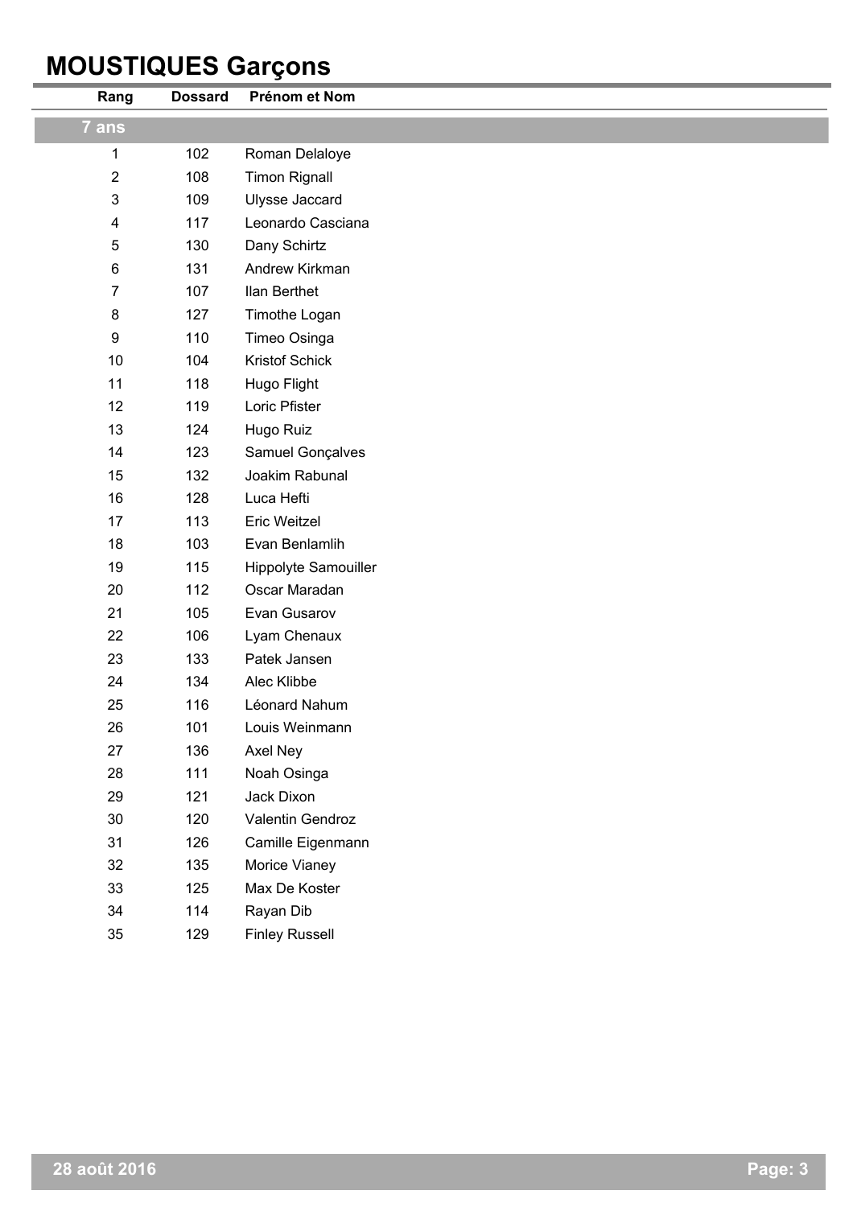# MOUSTIQUES Garçons

| Rang | Dossard | Prénom et Nom |
|---|---|---|
| **7 ans** | | |
| 1 | 102 | Roman Delaloye |
| 2 | 108 | Timon Rignall |
| 3 | 109 | Ulysse Jaccard |
| 4 | 117 | Leonardo Casciana |
| 5 | 130 | Dany Schirtz |
| 6 | 131 | Andrew Kirkman |
| 7 | 107 | Ilan Berthet |
| 8 | 127 | Timothe Logan |
| 9 | 110 | Timeo Osinga |
| 10 | 104 | Kristof Schick |
| 11 | 118 | Hugo Flight |
| 12 | 119 | Loric Pfister |
| 13 | 124 | Hugo Ruiz |
| 14 | 123 | Samuel Gonçalves |
| 15 | 132 | Joakim Rabunal |
| 16 | 128 | Luca Hefti |
| 17 | 113 | Eric Weitzel |
| 18 | 103 | Evan Benlamlih |
| 19 | 115 | Hippolyte Samouiller |
| 20 | 112 | Oscar Maradan |
| 21 | 105 | Evan Gusarov |
| 22 | 106 | Lyam Chenaux |
| 23 | 133 | Patek Jansen |
| 24 | 134 | Alec Klibbe |
| 25 | 116 | Léonard Nahum |
| 26 | 101 | Louis Weinmann |
| 27 | 136 | Axel Ney |
| 28 | 111 | Noah Osinga |
| 29 | 121 | Jack Dixon |
| 30 | 120 | Valentin Gendroz |
| 31 | 126 | Camille Eigenmann |
| 32 | 135 | Morice Vianey |
| 33 | 125 | Max De Koster |
| 34 | 114 | Rayan Dib |
| 35 | 129 | Finley Russell |

28 août 2016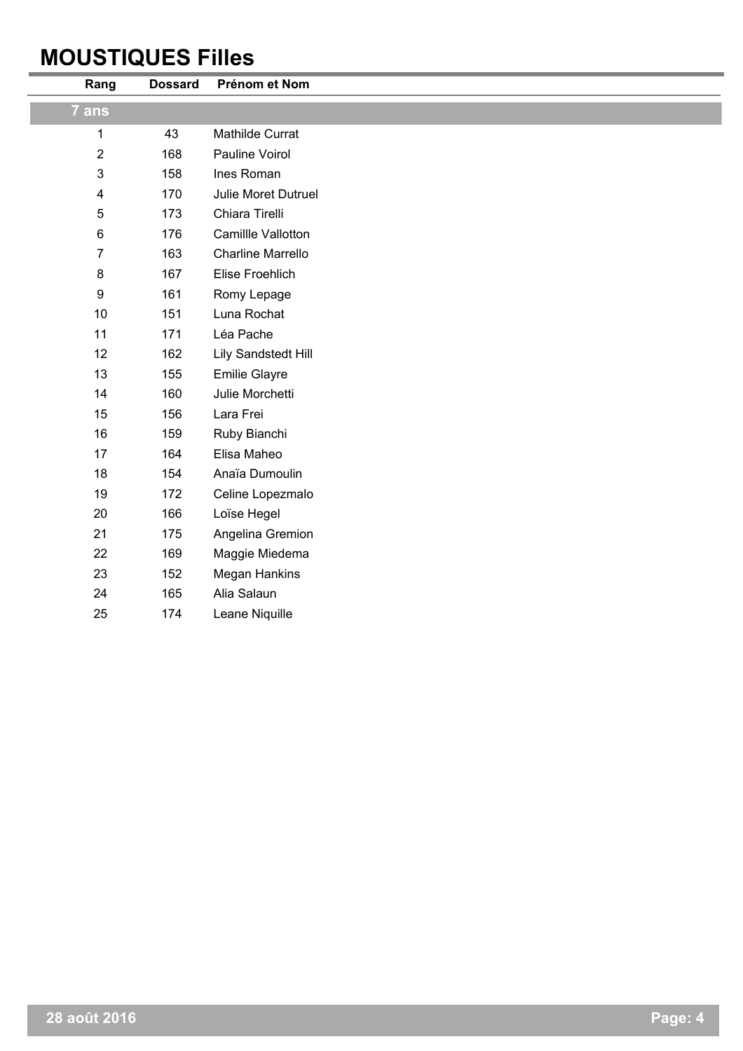# MOUSTIQUES Filles

| Rang | Dossard | Prénom et Nom |
|---|---|---|
| **7 ans** | | |
| 1 | 43 | Mathilde Currat |
| 2 | 168 | Pauline Voirol |
| 3 | 158 | Ines Roman |
| 4 | 170 | Julie Moret Dutruel |
| 5 | 173 | Chiara Tirelli |
| 6 | 176 | Camillle Vallotton |
| 7 | 163 | Charline Marrello |
| 8 | 167 | Elise Froehlich |
| 9 | 161 | Romy Lepage |
| 10 | 151 | Luna Rochat |
| 11 | 171 | Léa Pache |
| 12 | 162 | Lily Sandstedt Hill |
| 13 | 155 | Emilie Glayre |
| 14 | 160 | Julie Morchetti |
| 15 | 156 | Lara Frei |
| 16 | 159 | Ruby Bianchi |
| 17 | 164 | Elisa Maheo |
| 18 | 154 | Anaïa Dumoulin |
| 19 | 172 | Celine Lopezmalo |
| 20 | 166 | Loïse Hegel |
| 21 | 175 | Angelina Gremion |
| 22 | 169 | Maggie Miedema |
| 23 | 152 | Megan Hankins |
| 24 | 165 | Alia Salaun |
| 25 | 174 | Leane Niquille |

28 août 2016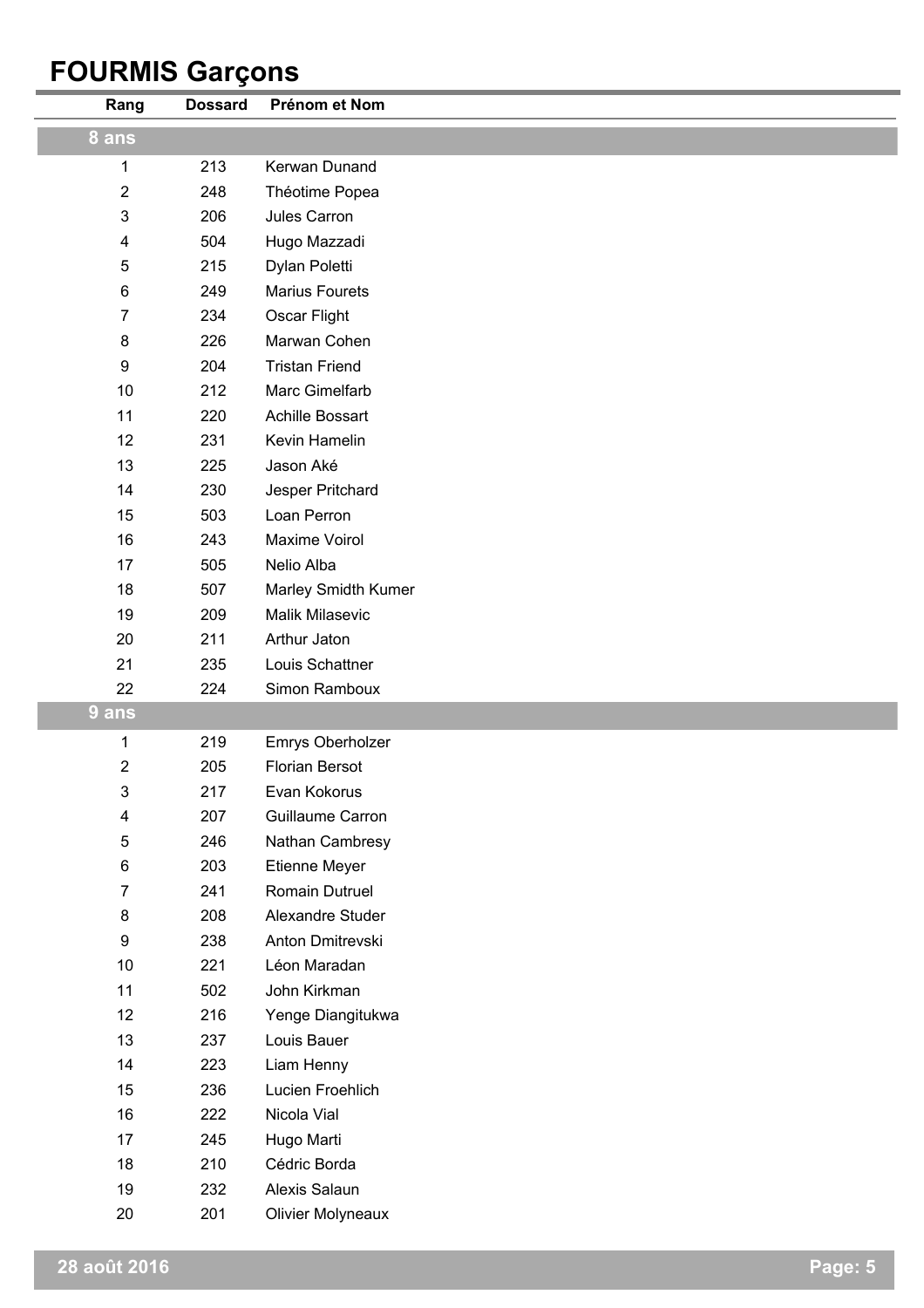# FOURMIS Garçons

| Rang | Dossard | Prénom et Nom |
|---|---|---|
| **8 ans** | | |
| 1 | 213 | Kerwan Dunand |
| 2 | 248 | Théotime Popea |
| 3 | 206 | Jules Carron |
| 4 | 504 | Hugo Mazzadi |
| 5 | 215 | Dylan Poletti |
| 6 | 249 | Marius Fourets |
| 7 | 234 | Oscar Flight |
| 8 | 226 | Marwan Cohen |
| 9 | 204 | Tristan Friend |
| 10 | 212 | Marc Gimelfarb |
| 11 | 220 | Achille Bossart |
| 12 | 231 | Kevin Hamelin |
| 13 | 225 | Jason Aké |
| 14 | 230 | Jesper Pritchard |
| 15 | 503 | Loan Perron |
| 16 | 243 | Maxime Voirol |
| 17 | 505 | Nelio Alba |
| 18 | 507 | Marley Smidth Kumer |
| 19 | 209 | Malik Milasevic |
| 20 | 211 | Arthur Jaton |
| 21 | 235 | Louis Schattner |
| 22 | 224 | Simon Ramboux |
| **9 ans** | | |
| 1 | 219 | Emrys Oberholzer |
| 2 | 205 | Florian Bersot |
| 3 | 217 | Evan Kokorus |
| 4 | 207 | Guillaume Carron |
| 5 | 246 | Nathan Cambresy |
| 6 | 203 | Etienne Meyer |
| 7 | 241 | Romain Dutruel |
| 8 | 208 | Alexandre Studer |
| 9 | 238 | Anton Dmitrevski |
| 10 | 221 | Léon Maradan |
| 11 | 502 | John Kirkman |
| 12 | 216 | Yenge Diangitukwa |
| 13 | 237 | Louis Bauer |
| 14 | 223 | Liam Henny |
| 15 | 236 | Lucien Froehlich |
| 16 | 222 | Nicola Vial |
| 17 | 245 | Hugo Marti |
| 18 | 210 | Cédric Borda |
| 19 | 232 | Alexis Salaun |
| 20 | 201 | Olivier Molyneaux |

28 août 2016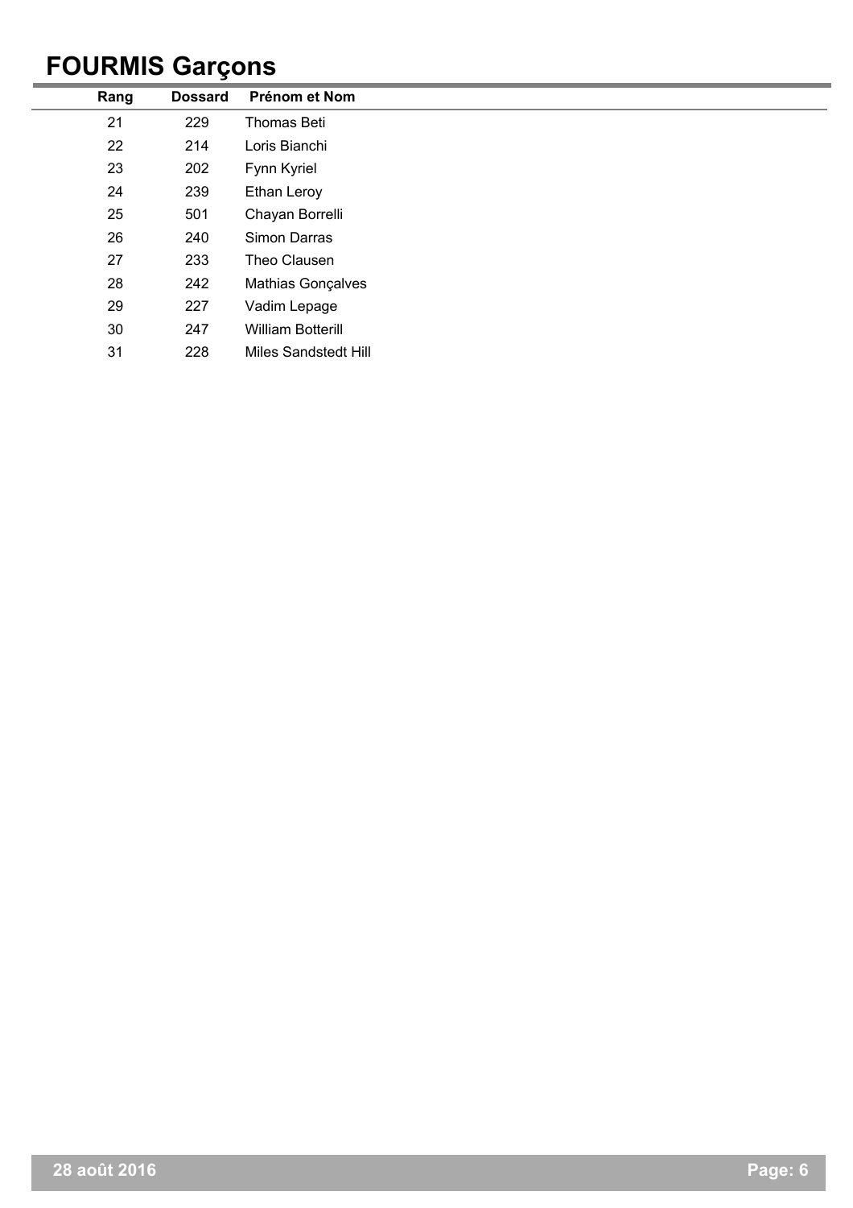# FOURMIS Garçons

| Rang | Dossard | Prénom et Nom |
|---|---|---|
| 21 | 229 | Thomas Beti |
| 22 | 214 | Loris Bianchi |
| 23 | 202 | Fynn Kyriel |
| 24 | 239 | Ethan Leroy |
| 25 | 501 | Chayan Borrelli |
| 26 | 240 | Simon Darras |
| 27 | 233 | Theo Clausen |
| 28 | 242 | Mathias Gonçalves |
| 29 | 227 | Vadim Lepage |
| 30 | 247 | William Botterill |
| 31 | 228 | Miles Sandstedt Hill |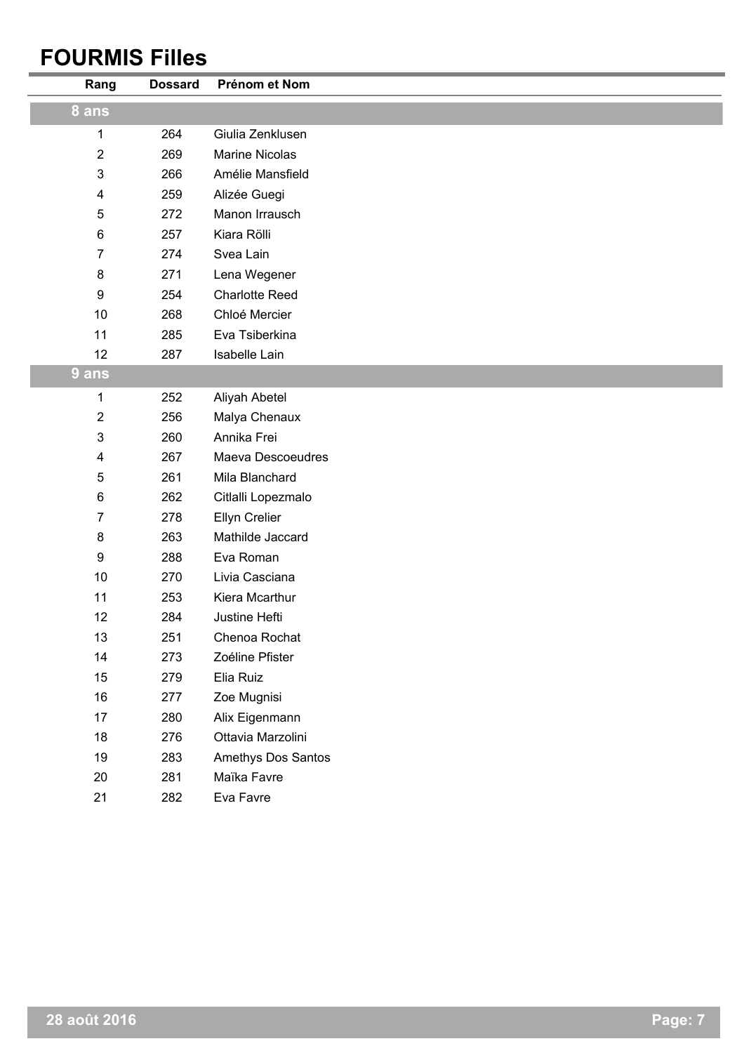# FOURMIS Filles

| Rang | Dossard | Prénom et Nom |
|---|---|---|
| **8 ans** | | |
| 1 | 264 | Giulia Zenklusen |
| 2 | 269 | Marine Nicolas |
| 3 | 266 | Amélie Mansfield |
| 4 | 259 | Alizée Guegi |
| 5 | 272 | Manon Irrausch |
| 6 | 257 | Kiara Rölli |
| 7 | 274 | Svea Lain |
| 8 | 271 | Lena Wegener |
| 9 | 254 | Charlotte Reed |
| 10 | 268 | Chloé Mercier |
| 11 | 285 | Eva Tsiberkina |
| 12 | 287 | Isabelle Lain |
| **9 ans** | | |
| 1 | 252 | Aliyah Abetel |
| 2 | 256 | Malya Chenaux |
| 3 | 260 | Annika Frei |
| 4 | 267 | Maeva Descoeudres |
| 5 | 261 | Mila Blanchard |
| 6 | 262 | Citlalli Lopezmalo |
| 7 | 278 | Ellyn Crelier |
| 8 | 263 | Mathilde Jaccard |
| 9 | 288 | Eva Roman |
| 10 | 270 | Livia Casciana |
| 11 | 253 | Kiera Mcarthur |
| 12 | 284 | Justine Hefti |
| 13 | 251 | Chenoa Rochat |
| 14 | 273 | Zoéline Pfister |
| 15 | 279 | Elia Ruiz |
| 16 | 277 | Zoe Mugnisi |
| 17 | 280 | Alix Eigenmann |
| 18 | 276 | Ottavia Marzolini |
| 19 | 283 | Amethys Dos Santos |
| 20 | 281 | Maïka Favre |
| 21 | 282 | Eva Favre |

28 août 2016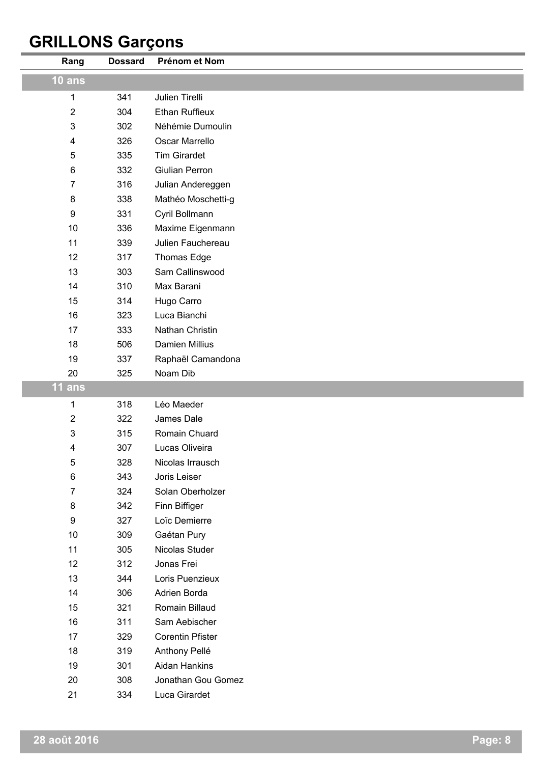# GRILLONS Garçons

| Rang | Dossard | Prénom et Nom |
|---|---|---|
| **10 ans** | | |
| 1 | 341 | Julien Tirelli |
| 2 | 304 | Ethan Ruffieux |
| 3 | 302 | Néhémie Dumoulin |
| 4 | 326 | Oscar Marrello |
| 5 | 335 | Tim Girardet |
| 6 | 332 | Giulian Perron |
| 7 | 316 | Julian Andereggen |
| 8 | 338 | Mathéo Moschetti-g |
| 9 | 331 | Cyril Bollmann |
| 10 | 336 | Maxime Eigenmann |
| 11 | 339 | Julien Fauchereau |
| 12 | 317 | Thomas Edge |
| 13 | 303 | Sam Callinswood |
| 14 | 310 | Max Barani |
| 15 | 314 | Hugo Carro |
| 16 | 323 | Luca Bianchi |
| 17 | 333 | Nathan Christin |
| 18 | 506 | Damien Millius |
| 19 | 337 | Raphaël Camandona |
| 20 | 325 | Noam Dib |
| **11 ans** | | |
| 1 | 318 | Léo Maeder |
| 2 | 322 | James Dale |
| 3 | 315 | Romain Chuard |
| 4 | 307 | Lucas Oliveira |
| 5 | 328 | Nicolas Irrausch |
| 6 | 343 | Joris Leiser |
| 7 | 324 | Solan Oberholzer |
| 8 | 342 | Finn Biffiger |
| 9 | 327 | Loïc Demierre |
| 10 | 309 | Gaétan Pury |
| 11 | 305 | Nicolas Studer |
| 12 | 312 | Jonas Frei |
| 13 | 344 | Loris Puenzieux |
| 14 | 306 | Adrien Borda |
| 15 | 321 | Romain Billaud |
| 16 | 311 | Sam Aebischer |
| 17 | 329 | Corentin Pfister |
| 18 | 319 | Anthony Pellé |
| 19 | 301 | Aidan Hankins |
| 20 | 308 | Jonathan Gou Gomez |
| 21 | 334 | Luca Girardet |

28 août 2016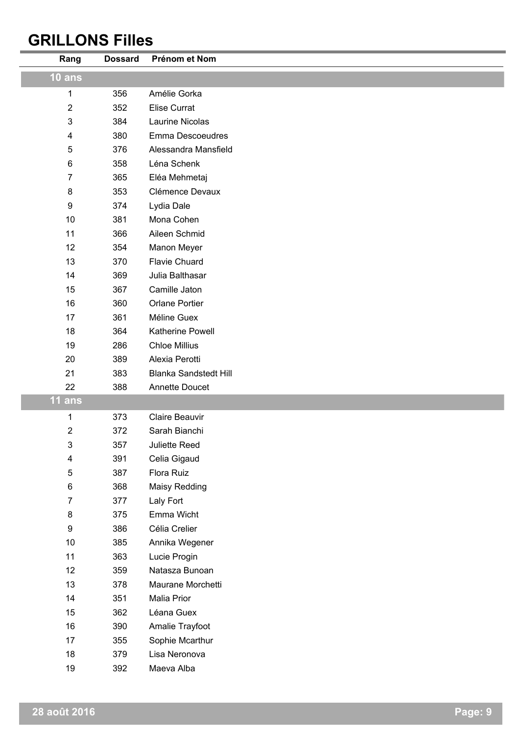# GRILLONS Filles

| Rang | Dossard | Prénom et Nom |
|---|---|---|
| **10 ans** | | |
| 1 | 356 | Amélie Gorka |
| 2 | 352 | Elise Currat |
| 3 | 384 | Laurine Nicolas |
| 4 | 380 | Emma Descoeudres |
| 5 | 376 | Alessandra Mansfield |
| 6 | 358 | Léna Schenk |
| 7 | 365 | Eléa Mehmetaj |
| 8 | 353 | Clémence Devaux |
| 9 | 374 | Lydia Dale |
| 10 | 381 | Mona Cohen |
| 11 | 366 | Aileen Schmid |
| 12 | 354 | Manon Meyer |
| 13 | 370 | Flavie Chuard |
| 14 | 369 | Julia Balthasar |
| 15 | 367 | Camille Jaton |
| 16 | 360 | Orlane Portier |
| 17 | 361 | Méline Guex |
| 18 | 364 | Katherine Powell |
| 19 | 286 | Chloe Millius |
| 20 | 389 | Alexia Perotti |
| 21 | 383 | Blanka Sandstedt Hill |
| 22 | 388 | Annette Doucet |
| **11 ans** | | |
| 1 | 373 | Claire Beauvir |
| 2 | 372 | Sarah Bianchi |
| 3 | 357 | Juliette Reed |
| 4 | 391 | Celia Gigaud |
| 5 | 387 | Flora Ruiz |
| 6 | 368 | Maisy Redding |
| 7 | 377 | Laly Fort |
| 8 | 375 | Emma Wicht |
| 9 | 386 | Célia Crelier |
| 10 | 385 | Annika Wegener |
| 11 | 363 | Lucie Progin |
| 12 | 359 | Natasza Bunoan |
| 13 | 378 | Maurane Morchetti |
| 14 | 351 | Malia Prior |
| 15 | 362 | Léana Guex |
| 16 | 390 | Amalie Trayfoot |
| 17 | 355 | Sophie Mcarthur |
| 18 | 379 | Lisa Neronova |
| 19 | 392 | Maeva Alba |

28 août 2016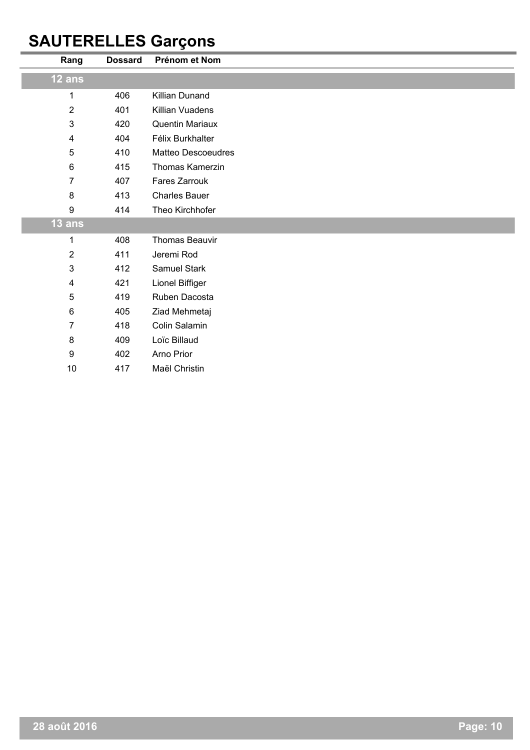# SAUTERELLES Garçons

| Rang | Dossard | Prénom et Nom |
|---|---|---|
| **12 ans** | | |
| 1 | 406 | Killian Dunand |
| 2 | 401 | Killian Vuadens |
| 3 | 420 | Quentin Mariaux |
| 4 | 404 | Félix Burkhalter |
| 5 | 410 | Matteo Descoeudres |
| 6 | 415 | Thomas Kamerzin |
| 7 | 407 | Fares Zarrouk |
| 8 | 413 | Charles Bauer |
| 9 | 414 | Theo Kirchhofer |
| **13 ans** | | |
| 1 | 408 | Thomas Beauvir |
| 2 | 411 | Jeremi Rod |
| 3 | 412 | Samuel Stark |
| 4 | 421 | Lionel Biffiger |
| 5 | 419 | Ruben Dacosta |
| 6 | 405 | Ziad Mehmetaj |
| 7 | 418 | Colin Salamin |
| 8 | 409 | Loïc Billaud |
| 9 | 402 | Arno Prior |
| 10 | 417 | Maël Christin |

28 août 2016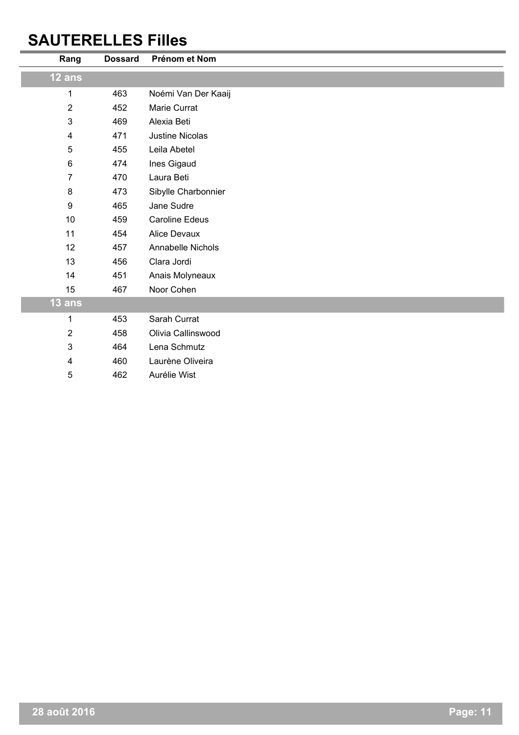# SAUTERELLES Filles

| Rang | Dossard | Prénom et Nom |
|---|---|---|
| **12 ans** | | |
| 1 | 463 | Noémi Van Der Kaaij |
| 2 | 452 | Marie Currat |
| 3 | 469 | Alexia Beti |
| 4 | 471 | Justine Nicolas |
| 5 | 455 | Leila Abetel |
| 6 | 474 | Ines Gigaud |
| 7 | 470 | Laura Beti |
| 8 | 473 | Sibylle Charbonnier |
| 9 | 465 | Jane Sudre |
| 10 | 459 | Caroline Edeus |
| 11 | 454 | Alice Devaux |
| 12 | 457 | Annabelle Nichols |
| 13 | 456 | Clara Jordi |
| 14 | 451 | Anais Molyneaux |
| 15 | 467 | Noor Cohen |
| **13 ans** | | |
| 1 | 453 | Sarah Currat |
| 2 | 458 | Olivia Callinswood |
| 3 | 464 | Lena Schmutz |
| 4 | 460 | Laurène Oliveira |
| 5 | 462 | Aurélie Wist |

28 août 2016